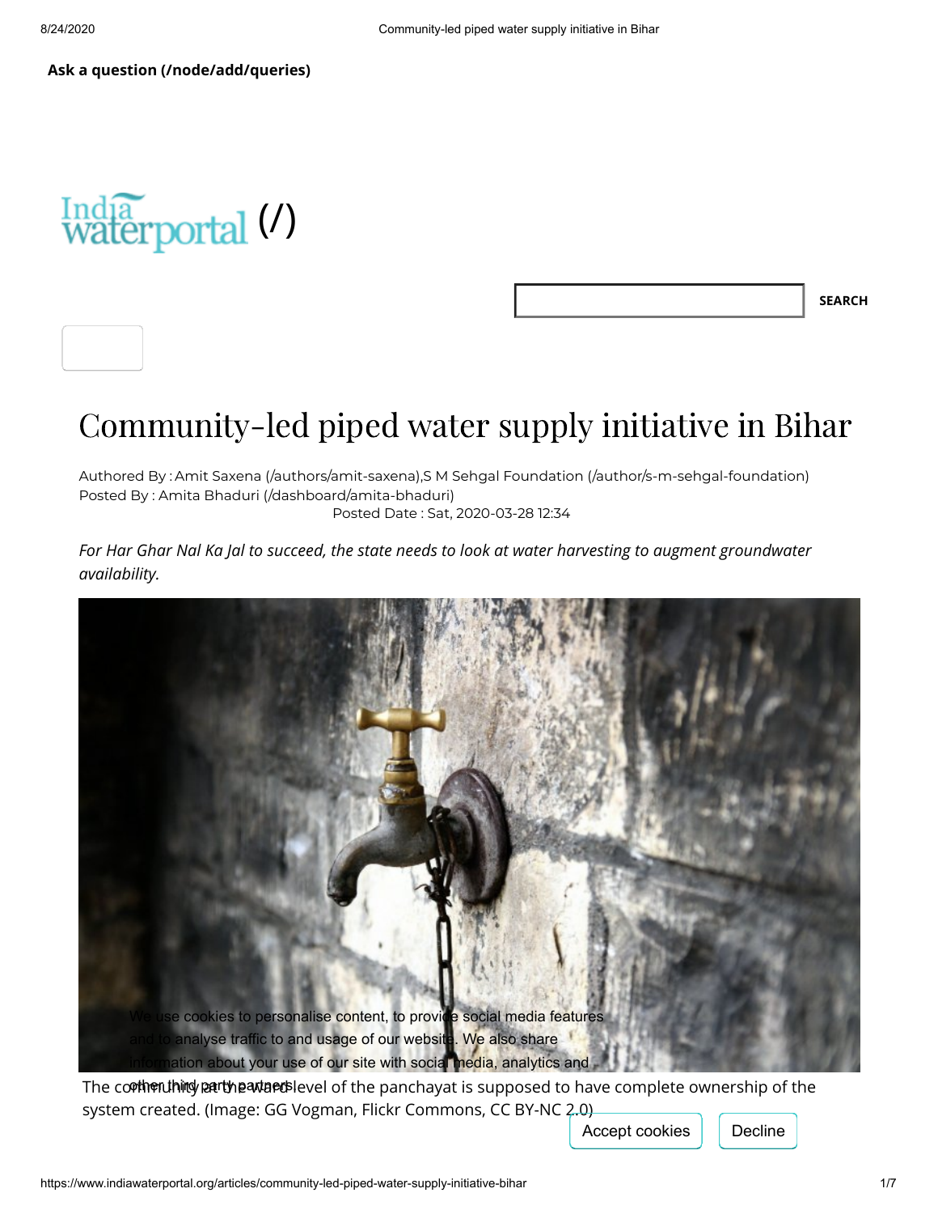Ask a question (/node/add/queries)

India waterportal (/)

SEARCH

# Community-led piped water supply initiative in Bihar

Authored By : Amit Saxena (/authors/amit-saxena),S M Sehgal Foundation (/author/s-m-sehgal-foundation)
Posted By : Amita Bhaduri (/dashboard/amita-bhaduri)
Posted Date : Sat, 2020-03-28 12:34

*For Har Ghar Nal Ka Jal to succeed, the state needs to look at water harvesting to augment groundwater availability.*

We use cookies to personalise content, to provide social media features and to analyse traffic to and usage of our website. We also share information about your use of our site with social media, analytics and other third party partners.

The community at the ward level of the panchayat is supposed to have complete ownership of the system created. (Image: GG Vogman, Flickr Commons, CC BY-NC 2.0)

Accept cookies Decline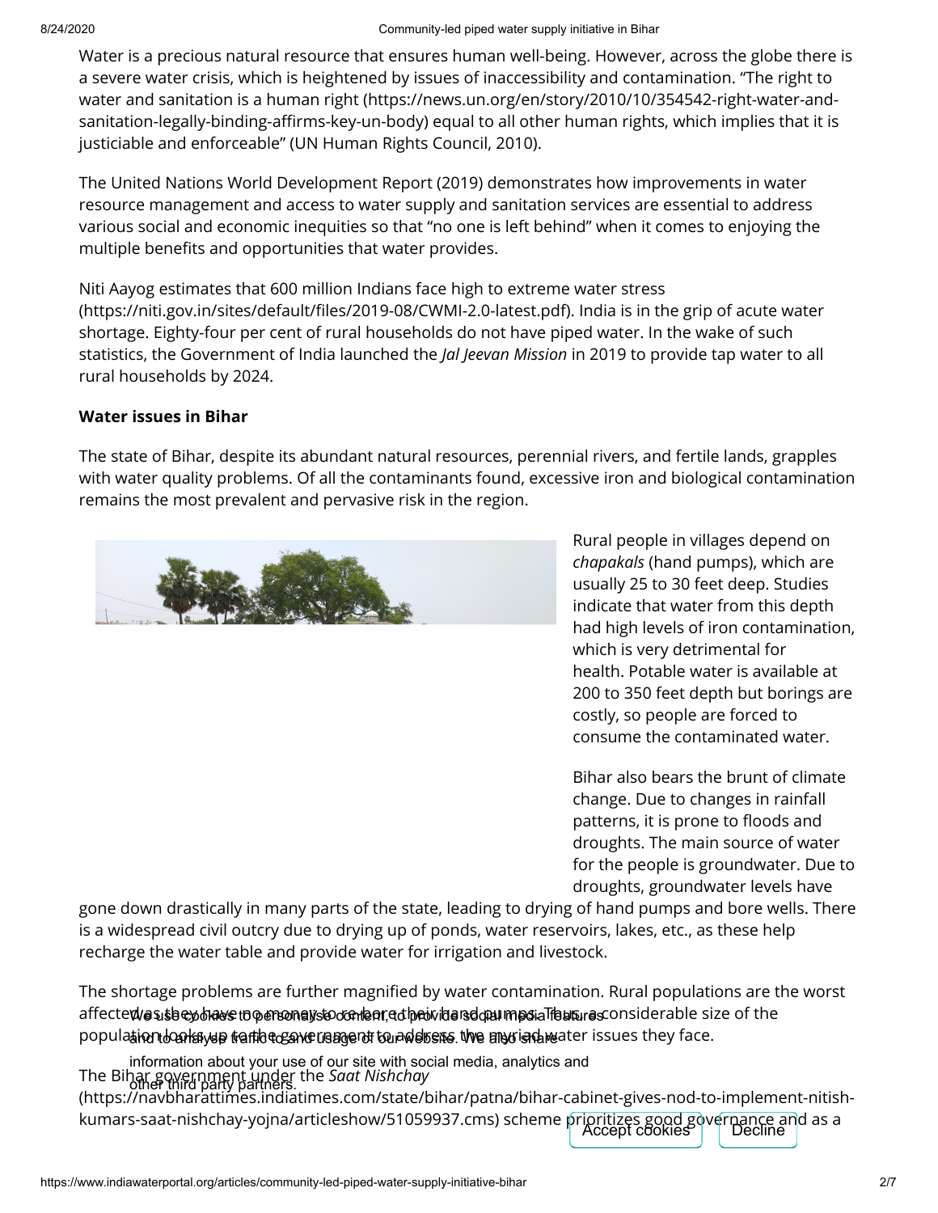Water is a precious natural resource that ensures human well-being. However, across the globe there is a severe water crisis, which is heightened by issues of inaccessibility and contamination. "The right to water and sanitation is a human right (https://news.un.org/en/story/2010/10/354542-right-water-and-sanitation-legally-binding-affirms-key-un-body) equal to all other human rights, which implies that it is justiciable and enforceable" (UN Human Rights Council, 2010).

The United Nations World Development Report (2019) demonstrates how improvements in water resource management and access to water supply and sanitation services are essential to address various social and economic inequities so that "no one is left behind" when it comes to enjoying the multiple benefits and opportunities that water provides.

Niti Aayog estimates that 600 million Indians face high to extreme water stress (https://niti.gov.in/sites/default/files/2019-08/CWMI-2.0-latest.pdf). India is in the grip of acute water shortage. Eighty-four per cent of rural households do not have piped water. In the wake of such statistics, the Government of India launched the *Jal Jeevan Mission* in 2019 to provide tap water to all rural households by 2024.

**Water issues in Bihar**

The state of Bihar, despite its abundant natural resources, perennial rivers, and fertile lands, grapples with water quality problems. Of all the contaminants found, excessive iron and biological contamination remains the most prevalent and pervasive risk in the region.

Rural people in villages depend on *chapakals* (hand pumps), which are usually 25 to 30 feet deep. Studies indicate that water from this depth had high levels of iron contamination, which is very detrimental for health. Potable water is available at 200 to 350 feet depth but borings are costly, so people are forced to consume the contaminated water.

Bihar also bears the brunt of climate change. Due to changes in rainfall patterns, it is prone to floods and droughts. The main source of water for the people is groundwater. Due to droughts, groundwater levels have gone down drastically in many parts of the state, leading to drying of hand pumps and bore wells. There is a widespread civil outcry due to drying up of ponds, water reservoirs, lakes, etc., as these help recharge the water table and provide water for irrigation and livestock.

The shortage problems are further magnified by water contamination. Rural populations are the worst affected as they have no money to re-bore their hand pumps. Thus, a considerable size of the population looks up to the government to address the myriad water issues they face.

The Bihar government under the *Saat Nishchay* (https://navbharattimes.indiatimes.com/state/bihar/patna/bihar-cabinet-gives-nod-to-implement-nitish-kumars-saat-nishchay-yojna/articleshow/51059937.cms) scheme prioritizes good governance and as a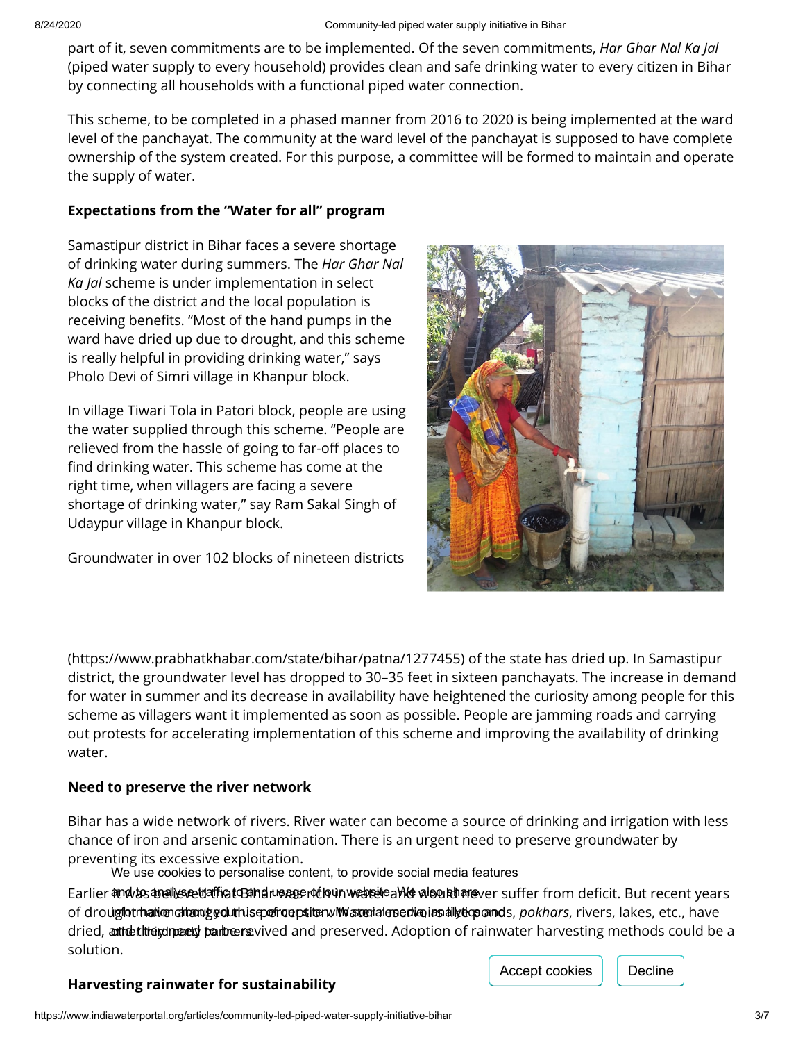part of it, seven commitments are to be implemented. Of the seven commitments, *Har Ghar Nal Ka Jal* (piped water supply to every household) provides clean and safe drinking water to every citizen in Bihar by connecting all households with a functional piped water connection.

This scheme, to be completed in a phased manner from 2016 to 2020 is being implemented at the ward level of the panchayat. The community at the ward level of the panchayat is supposed to have complete ownership of the system created. For this purpose, a committee will be formed to maintain and operate the supply of water.

**Expectations from the "Water for all" program**

Samastipur district in Bihar faces a severe shortage of drinking water during summers. The *Har Ghar Nal Ka Jal* scheme is under implementation in select blocks of the district and the local population is receiving benefits. "Most of the hand pumps in the ward have dried up due to drought, and this scheme is really helpful in providing drinking water," says Pholo Devi of Simri village in Khanpur block.

In village Tiwari Tola in Patori block, people are using the water supplied through this scheme. "People are relieved from the hassle of going to far-off places to find drinking water. This scheme has come at the right time, when villagers are facing a severe shortage of drinking water," say Ram Sakal Singh of Udaypur village in Khanpur block.

Groundwater in over 102 blocks of nineteen districts (https://www.prabhatkhabar.com/state/bihar/patna/1277455) of the state has dried up. In Samastipur district, the groundwater level has dropped to 30–35 feet in sixteen panchayats. The increase in demand for water in summer and its decrease in availability have heightened the curiosity among people for this scheme as villagers want it implemented as soon as possible. People are jamming roads and carrying out protests for accelerating implementation of this scheme and improving the availability of drinking water.

**Need to preserve the river network**

Bihar has a wide network of rivers. River water can become a source of drinking and irrigation with less chance of iron and arsenic contamination. There is an urgent need to preserve groundwater by preventing its excessive exploitation.

Earlier it was believed that Bihar was rich in water and would never suffer from deficit. But recent years of drought have changed this perception. Water resources like ponds, *pokhars*, rivers, lakes, etc., have dried, and they need to be revived and preserved. Adoption of rainwater harvesting methods could be a solution.

**Harvesting rainwater for sustainability**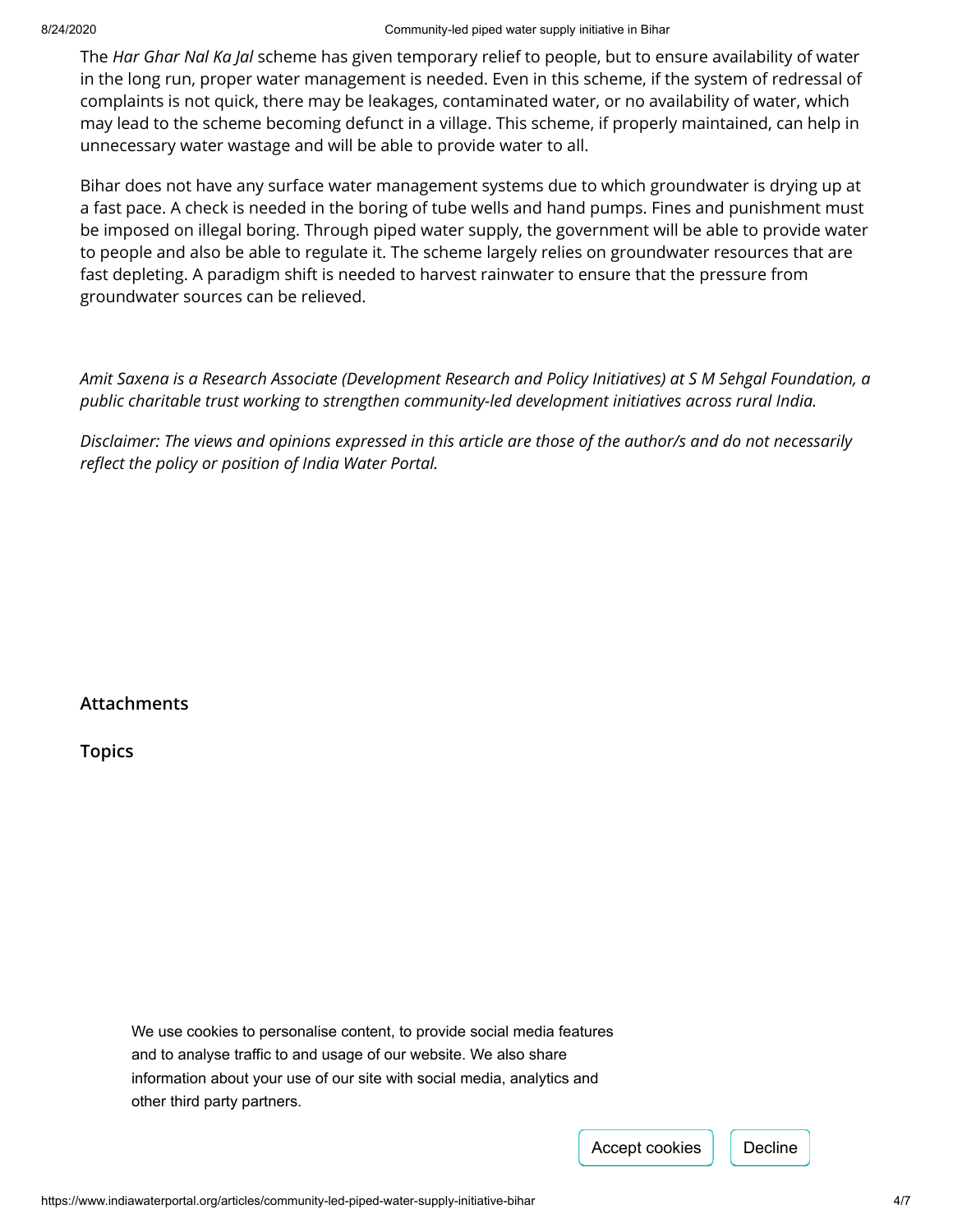The *Har Ghar Nal Ka Jal* scheme has given temporary relief to people, but to ensure availability of water in the long run, proper water management is needed. Even in this scheme, if the system of redressal of complaints is not quick, there may be leakages, contaminated water, or no availability of water, which may lead to the scheme becoming defunct in a village. This scheme, if properly maintained, can help in unnecessary water wastage and will be able to provide water to all.

Bihar does not have any surface water management systems due to which groundwater is drying up at a fast pace. A check is needed in the boring of tube wells and hand pumps. Fines and punishment must be imposed on illegal boring. Through piped water supply, the government will be able to provide water to people and also be able to regulate it. The scheme largely relies on groundwater resources that are fast depleting. A paradigm shift is needed to harvest rainwater to ensure that the pressure from groundwater sources can be relieved.

*Amit Saxena is a Research Associate (Development Research and Policy Initiatives) at S M Sehgal Foundation, a public charitable trust working to strengthen community-led development initiatives across rural India.*

*Disclaimer: The views and opinions expressed in this article are those of the author/s and do not necessarily reflect the policy or position of India Water Portal.*

**Attachments**

**Topics**

We use cookies to personalise content, to provide social media features and to analyse traffic to and usage of our website. We also share information about your use of our site with social media, analytics and other third party partners.

Accept cookies | Decline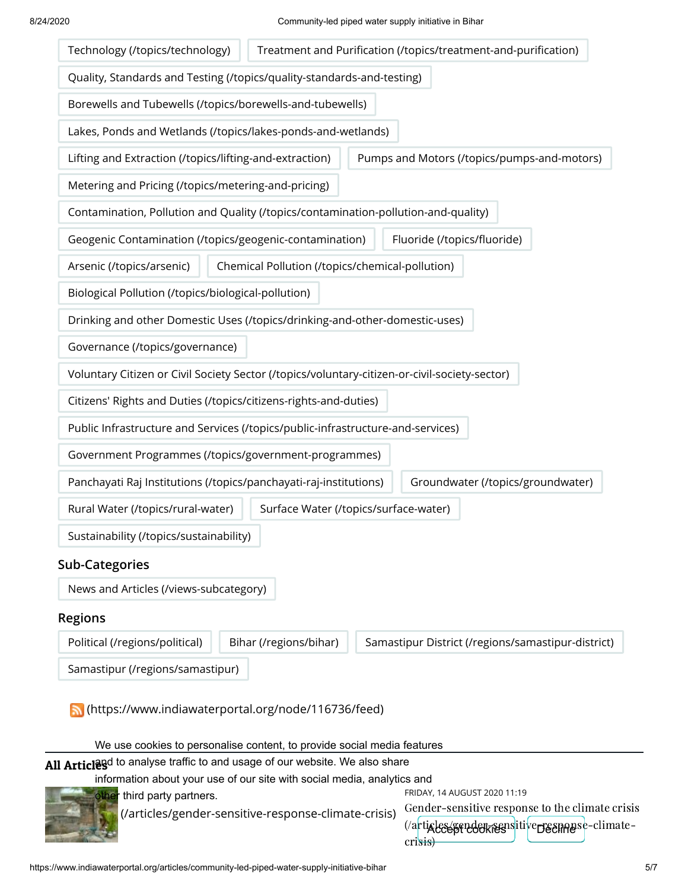Technology (/topics/technology) Treatment and Purification (/topics/treatment-and-purification)

Quality, Standards and Testing (/topics/quality-standards-and-testing)

Borewells and Tubewells (/topics/borewells-and-tubewells)

Lakes, Ponds and Wetlands (/topics/lakes-ponds-and-wetlands)

Lifting and Extraction (/topics/lifting-and-extraction) Pumps and Motors (/topics/pumps-and-motors)

Metering and Pricing (/topics/metering-and-pricing)

Contamination, Pollution and Quality (/topics/contamination-pollution-and-quality)

Geogenic Contamination (/topics/geogenic-contamination) Fluoride (/topics/fluoride)

Arsenic (/topics/arsenic) Chemical Pollution (/topics/chemical-pollution)

Biological Pollution (/topics/biological-pollution)

Drinking and other Domestic Uses (/topics/drinking-and-other-domestic-uses)

Governance (/topics/governance)

Voluntary Citizen or Civil Society Sector (/topics/voluntary-citizen-or-civil-society-sector)

Citizens' Rights and Duties (/topics/citizens-rights-and-duties)

Public Infrastructure and Services (/topics/public-infrastructure-and-services)

Government Programmes (/topics/government-programmes)

Panchayati Raj Institutions (/topics/panchayati-raj-institutions) Groundwater (/topics/groundwater)

Rural Water (/topics/rural-water) Surface Water (/topics/surface-water)

Sustainability (/topics/sustainability)

### Sub-Categories

News and Articles (/views-subcategory)

### Regions

Political (/regions/political) Bihar (/regions/bihar) Samastipur District (/regions/samastipur-district)

Samastipur (/regions/samastipur)

(https://www.indiawaterportal.org/node/116736/feed)

We use cookies to personalise content, to provide social media features and to analyse traffic to and usage of our website. We also share information about your use of our site with social media, analytics and other third party partners.

## All Articles

(/articles/gender-sensitive-response-climate-crisis)

FRIDAY, 14 AUGUST 2020 11:19

Gender-sensitive response to the climate crisis (/articles/gender-sensitive-response-climate-crisis)

Accept cookies Decline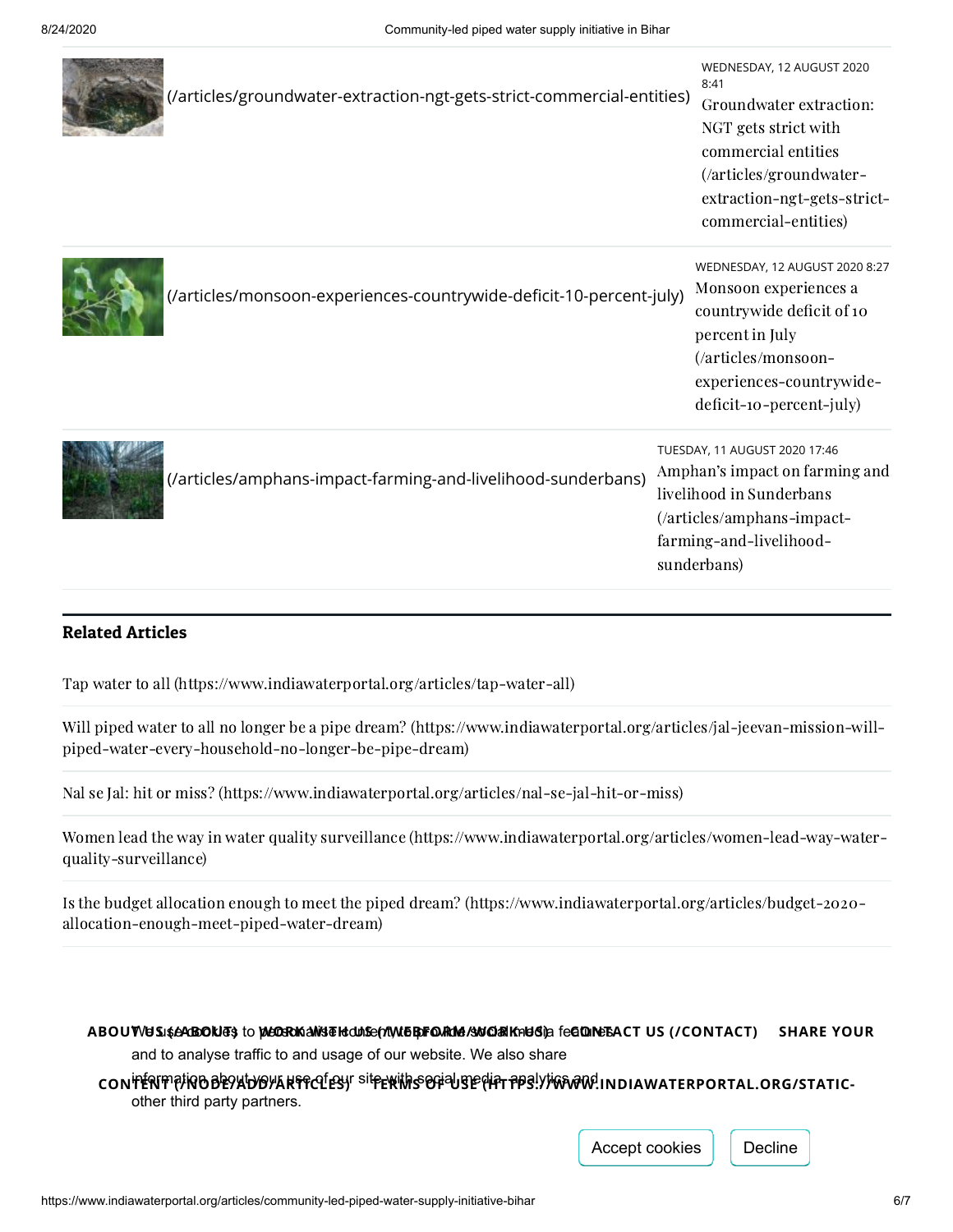(/articles/groundwater-extraction-ngt-gets-strict-commercial-entities)

WEDNESDAY, 12 AUGUST 2020 8:41

Groundwater extraction: NGT gets strict with commercial entities (/articles/groundwater-extraction-ngt-gets-strict-commercial-entities)

(/articles/monsoon-experiences-countrywide-deficit-10-percent-july)

WEDNESDAY, 12 AUGUST 2020 8:27

Monsoon experiences a countrywide deficit of 10 percent in July (/articles/monsoon-experiences-countrywide-deficit-10-percent-july)

(/articles/amphans-impact-farming-and-livelihood-sunderbans)

TUESDAY, 11 AUGUST 2020 17:46

Amphan's impact on farming and livelihood in Sunderbans (/articles/amphans-impact-farming-and-livelihood-sunderbans)

## Related Articles

Tap water to all (https://www.indiawaterportal.org/articles/tap-water-all)

Will piped water to all no longer be a pipe dream? (https://www.indiawaterportal.org/articles/jal-jeevan-mission-will-piped-water-every-household-no-longer-be-pipe-dream)

Nal se Jal: hit or miss? (https://www.indiawaterportal.org/articles/nal-se-jal-hit-or-miss)

Women lead the way in water quality surveillance (https://www.indiawaterportal.org/articles/women-lead-way-water-quality-surveillance)

Is the budget allocation enough to meet the piped dream? (https://www.indiawaterportal.org/articles/budget-2020-allocation-enough-meet-piped-water-dream)

**ABOUT US (/ABOUT)** **WORK WITH US (/WEBFORM/WORK-US)** **CONTACT US (/CONTACT)** **SHARE YOUR CONTENT (/NODE/ADD/ARTICLES)** **TERMS OF USE (HTTPS://WWW.INDIAWATERPORTAL.ORG/STATIC-**

We use cookies to personalise content, to provide social media features and to analyse traffic to and usage of our website. We also share information about your use of our site with social media, analytics and other third party partners.

Accept cookies Decline